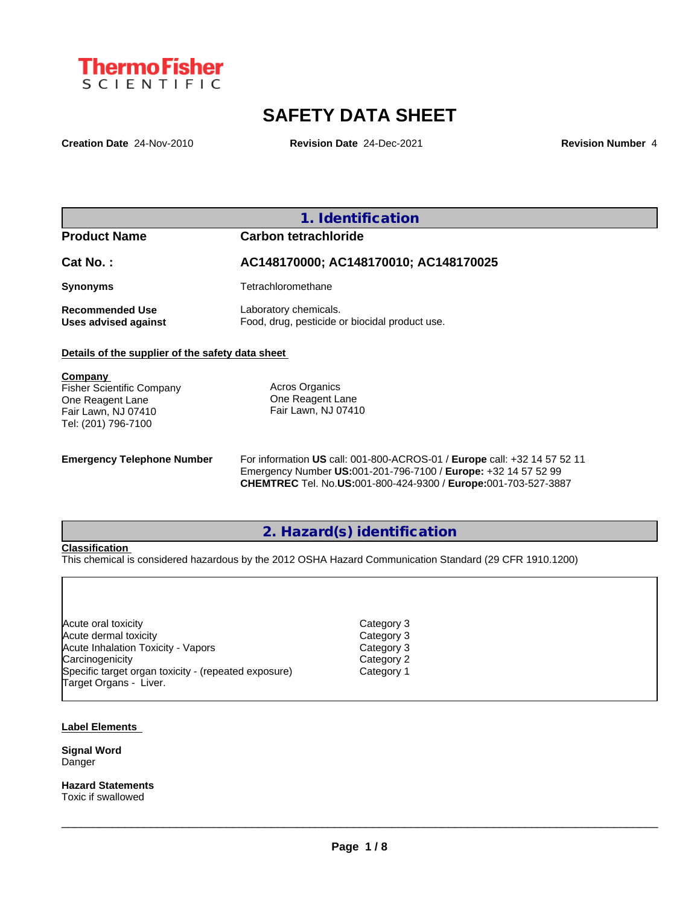# SAFETY DATA SHEET

**Creation Date** 24-Nov-2010 **Revision Date** 24-Dec-2021 **Revision Number** 4

## 1. Identification

| | |
|---|---|
| **Product Name** | **Carbon tetrachloride** |
| **Cat No. :** | **AC148170000; AC148170010; AC148170025** |
| **Synonyms** | Tetrachloromethane |
| **Recommended Use** | Laboratory chemicals. |
| **Uses advised against** | Food, drug, pesticide or biocidal product use. |

**Details of the supplier of the safety data sheet**

**Company**
Fisher Scientific Company
One Reagent Lane
Fair Lawn, NJ 07410
Tel: (201) 796-7100

Acros Organics
One Reagent Lane
Fair Lawn, NJ 07410

**Emergency Telephone Number**
For information **US** call: 001-800-ACROS-01 / **Europe** call: +32 14 57 52 11
Emergency Number **US:**001-201-796-7100 / **Europe:** +32 14 57 52 99
**CHEMTREC** Tel. No.**US:**001-800-424-9300 / **Europe:**001-703-527-3887

## 2. Hazard(s) identification

**Classification**
This chemical is considered hazardous by the 2012 OSHA Hazard Communication Standard (29 CFR 1910.1200)

| | |
|---|---|
| Acute oral toxicity | Category 3 |
| Acute dermal toxicity | Category 3 |
| Acute Inhalation Toxicity - Vapors | Category 3 |
| Carcinogenicity | Category 2 |
| Specific target organ toxicity - (repeated exposure) | Category 1 |

Target Organs - Liver.

**Label Elements**

**Signal Word**
Danger

**Hazard Statements**
Toxic if swallowed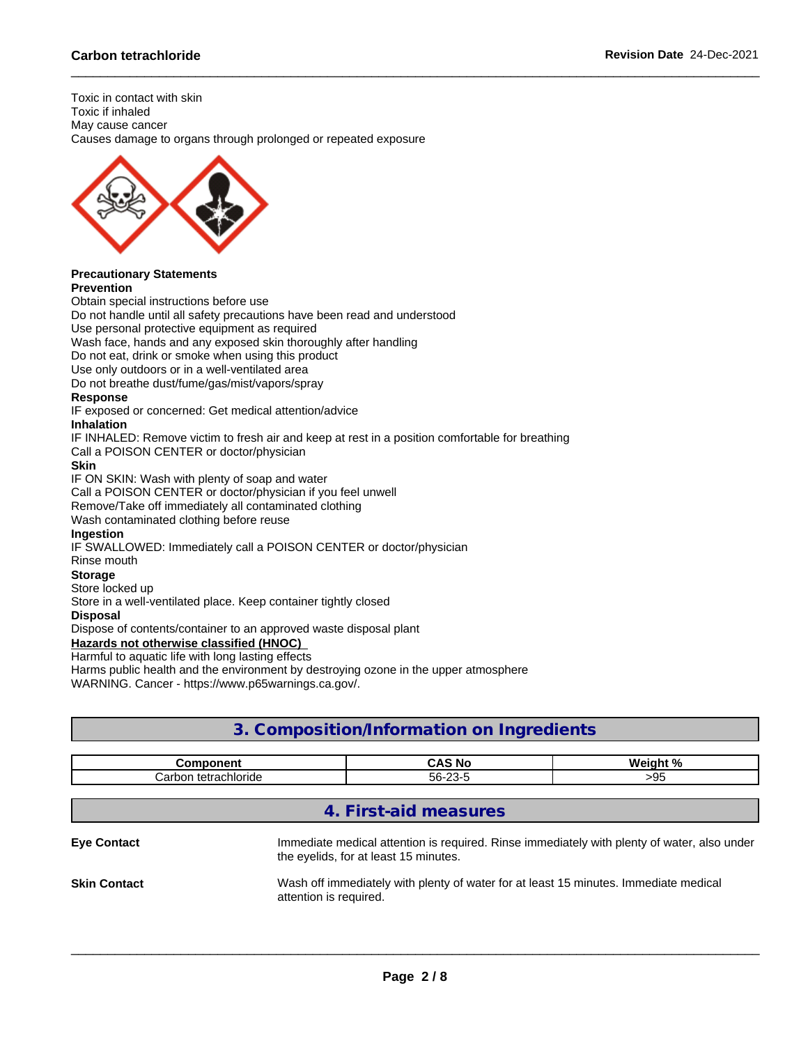Toxic in contact with skin
Toxic if inhaled
May cause cancer
Causes damage to organs through prolonged or repeated exposure

**Precautionary Statements**

**Prevention**

Obtain special instructions before use
Do not handle until all safety precautions have been read and understood
Use personal protective equipment as required
Wash face, hands and any exposed skin thoroughly after handling
Do not eat, drink or smoke when using this product
Use only outdoors or in a well-ventilated area
Do not breathe dust/fume/gas/mist/vapors/spray

**Response**

IF exposed or concerned: Get medical attention/advice

**Inhalation**

IF INHALED: Remove victim to fresh air and keep at rest in a position comfortable for breathing
Call a POISON CENTER or doctor/physician

**Skin**

IF ON SKIN: Wash with plenty of soap and water
Call a POISON CENTER or doctor/physician if you feel unwell
Remove/Take off immediately all contaminated clothing
Wash contaminated clothing before reuse

**Ingestion**

IF SWALLOWED: Immediately call a POISON CENTER or doctor/physician
Rinse mouth

**Storage**

Store locked up
Store in a well-ventilated place. Keep container tightly closed

**Disposal**

Dispose of contents/container to an approved waste disposal plant

**Hazards not otherwise classified (HNOC)**

Harmful to aquatic life with long lasting effects
Harms public health and the environment by destroying ozone in the upper atmosphere
WARNING. Cancer - https://www.p65warnings.ca.gov/.

## 3. Composition/Information on Ingredients

| Component | CAS No | Weight % |
|---|---|---|
| Carbon tetrachloride | 56-23-5 | >95 |

## 4. First-aid measures

**Eye Contact**

Immediate medical attention is required. Rinse immediately with plenty of water, also under the eyelids, for at least 15 minutes.

**Skin Contact**

Wash off immediately with plenty of water for at least 15 minutes. Immediate medical attention is required.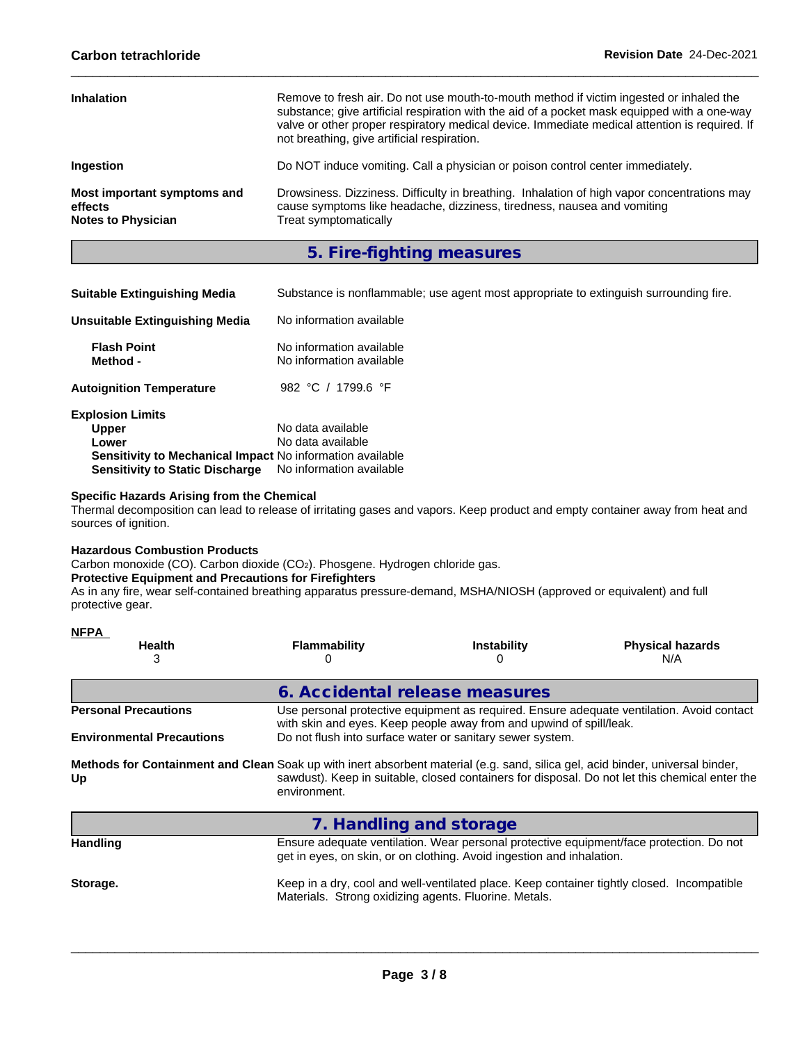**Inhalation** Remove to fresh air. Do not use mouth-to-mouth method if victim ingested or inhaled the substance; give artificial respiration with the aid of a pocket mask equipped with a one-way valve or other proper respiratory medical device. Immediate medical attention is required. If not breathing, give artificial respiration.

**Ingestion** Do NOT induce vomiting. Call a physician or poison control center immediately.

**Most important symptoms and effects** Drowsiness. Dizziness. Difficulty in breathing. Inhalation of high vapor concentrations may cause symptoms like headache, dizziness, tiredness, nausea and vomiting

**Notes to Physician** Treat symptomatically

## 5. Fire-fighting measures

**Suitable Extinguishing Media** Substance is nonflammable; use agent most appropriate to extinguish surrounding fire.

**Unsuitable Extinguishing Media** No information available

**Flash Point** No information available
**Method -** No information available

**Autoignition Temperature** 982 °C / 1799.6 °F

**Explosion Limits**
**Upper** No data available
**Lower** No data available
**Sensitivity to Mechanical Impact** No information available
**Sensitivity to Static Discharge** No information available

**Specific Hazards Arising from the Chemical**
Thermal decomposition can lead to release of irritating gases and vapors. Keep product and empty container away from heat and sources of ignition.

**Hazardous Combustion Products**
Carbon monoxide (CO). Carbon dioxide ($CO_2$). Phosgene. Hydrogen chloride gas.

**Protective Equipment and Precautions for Firefighters**
As in any fire, wear self-contained breathing apparatus pressure-demand, MSHA/NIOSH (approved or equivalent) and full protective gear.

**NFPA**

| Health | Flammability | Instability | Physical hazards |
|---|---|---|---|
| 3 | 0 | 0 | N/A |

## 6. Accidental release measures

**Personal Precautions** Use personal protective equipment as required. Ensure adequate ventilation. Avoid contact with skin and eyes. Keep people away from and upwind of spill/leak.

**Environmental Precautions** Do not flush into surface water or sanitary sewer system.

**Methods for Containment and Clean Up** Soak up with inert absorbent material (e.g. sand, silica gel, acid binder, universal binder, sawdust). Keep in suitable, closed containers for disposal. Do not let this chemical enter the environment.

## 7. Handling and storage

**Handling** Ensure adequate ventilation. Wear personal protective equipment/face protection. Do not get in eyes, on skin, or on clothing. Avoid ingestion and inhalation.

**Storage.** Keep in a dry, cool and well-ventilated place. Keep container tightly closed. Incompatible Materials. Strong oxidizing agents. Fluorine. Metals.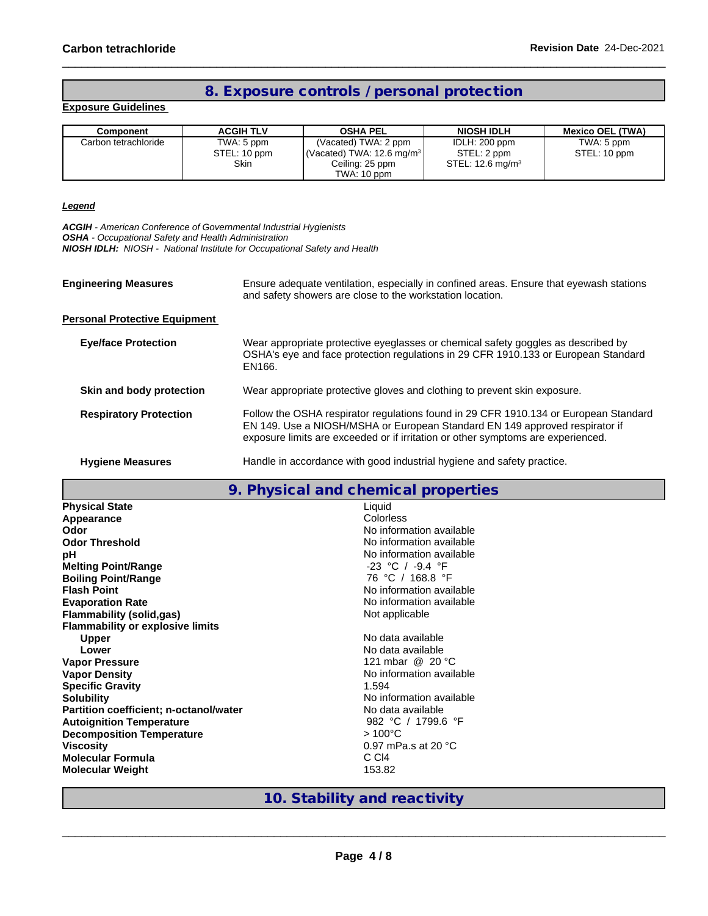## 8. Exposure controls / personal protection

**Exposure Guidelines**

| Component | ACGIH TLV | OSHA PEL | NIOSH IDLH | Mexico OEL (TWA) |
|---|---|---|---|---|
| Carbon tetrachloride | TWA: 5 ppm<br>STEL: 10 ppm<br>Skin | (Vacated) TWA: 2 ppm<br>(Vacated) TWA: 12.6 mg/m$^3$<br>Ceiling: 25 ppm<br>TWA: 10 ppm | IDLH: 200 ppm<br>STEL: 2 ppm<br>STEL: 12.6 mg/m$^3$ | TWA: 5 ppm<br>STEL: 10 ppm |

***Legend***

***ACGIH*** *- American Conference of Governmental Industrial Hygienists*
***OSHA*** *- Occupational Safety and Health Administration*
***NIOSH IDLH:*** *NIOSH - National Institute for Occupational Safety and Health*

**Engineering Measures** — Ensure adequate ventilation, especially in confined areas. Ensure that eyewash stations and safety showers are close to the workstation location.

**Personal Protective Equipment**

**Eye/face Protection** — Wear appropriate protective eyeglasses or chemical safety goggles as described by OSHA's eye and face protection regulations in 29 CFR 1910.133 or European Standard EN166.

**Skin and body protection** — Wear appropriate protective gloves and clothing to prevent skin exposure.

**Respiratory Protection** — Follow the OSHA respirator regulations found in 29 CFR 1910.134 or European Standard EN 149. Use a NIOSH/MSHA or European Standard EN 149 approved respirator if exposure limits are exceeded or if irritation or other symptoms are experienced.

**Hygiene Measures** — Handle in accordance with good industrial hygiene and safety practice.

## 9. Physical and chemical properties

| Property | Value |
|---|---|
| **Physical State** | Liquid |
| **Appearance** | Colorless |
| **Odor** | No information available |
| **Odor Threshold** | No information available |
| **pH** | No information available |
| **Melting Point/Range** | -23 °C / -9.4 °F |
| **Boiling Point/Range** | 76 °C / 168.8 °F |
| **Flash Point** | No information available |
| **Evaporation Rate** | No information available |
| **Flammability (solid,gas)** | Not applicable |
| **Flammability or explosive limits** | |
| **Upper** | No data available |
| **Lower** | No data available |
| **Vapor Pressure** | 121 mbar @ 20 °C |
| **Vapor Density** | No information available |
| **Specific Gravity** | 1.594 |
| **Solubility** | No information available |
| **Partition coefficient; n-octanol/water** | No data available |
| **Autoignition Temperature** | 982 °C / 1799.6 °F |
| **Decomposition Temperature** | > 100°C |
| **Viscosity** | 0.97 mPa.s at 20 °C |
| **Molecular Formula** | $CCl_4$ |
| **Molecular Weight** | 153.82 |

## 10. Stability and reactivity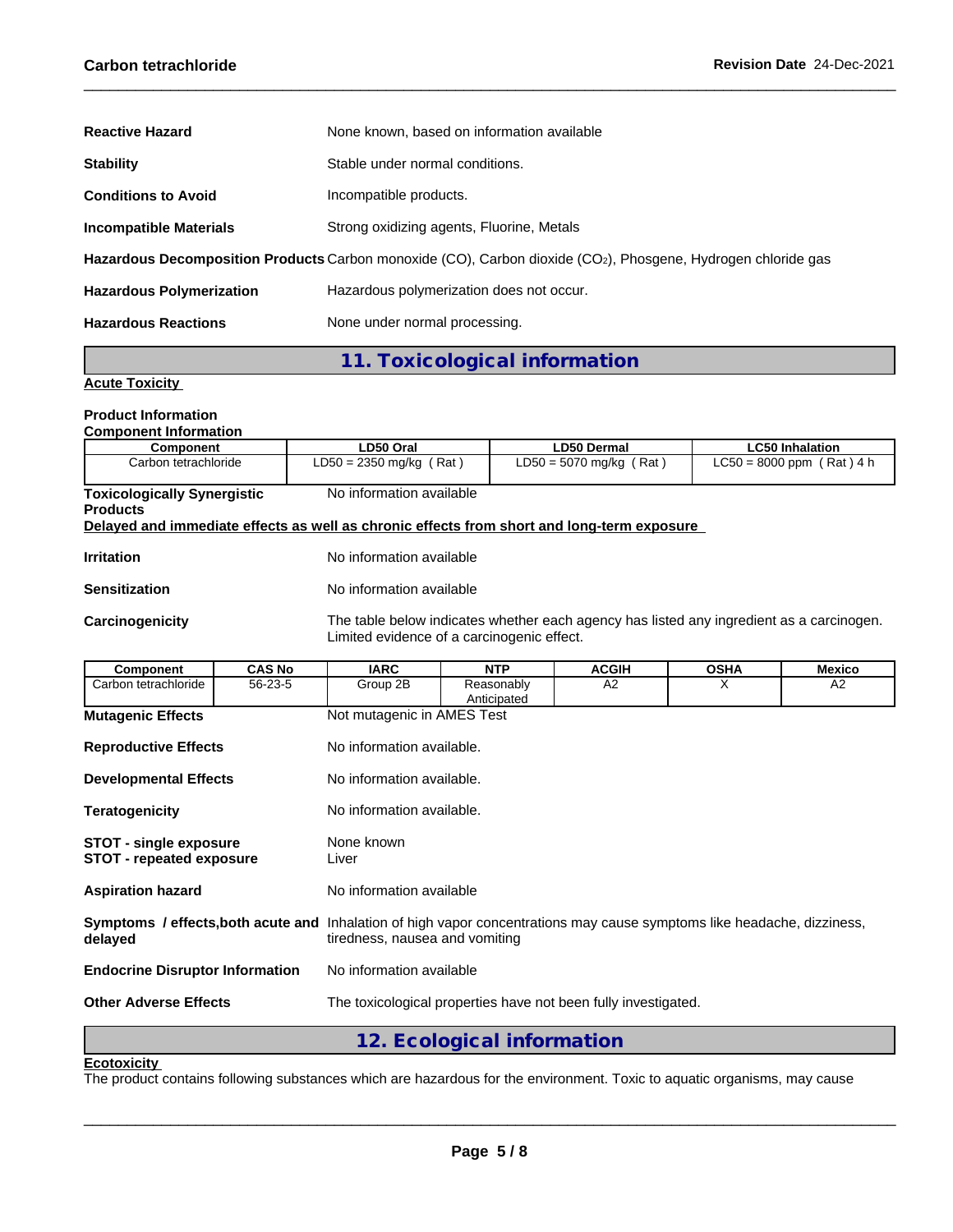**Reactive Hazard** None known, based on information available

**Stability** Stable under normal conditions.

**Conditions to Avoid** Incompatible products.

**Incompatible Materials** Strong oxidizing agents, Fluorine, Metals

**Hazardous Decomposition Products** Carbon monoxide (CO), Carbon dioxide ($CO_2$), Phosgene, Hydrogen chloride gas

**Hazardous Polymerization** Hazardous polymerization does not occur.

**Hazardous Reactions** None under normal processing.

## 11. Toxicological information

**Acute Toxicity**

**Product Information**

**Component Information**

| Component | LD50 Oral | LD50 Dermal | LC50 Inhalation |
|---|---|---|---|
| Carbon tetrachloride | LD50 = 2350 mg/kg ( Rat ) | LD50 = 5070 mg/kg ( Rat ) | LC50 = 8000 ppm ( Rat ) 4 h |

**Toxicologically Synergistic Products** No information available

**Delayed and immediate effects as well as chronic effects from short and long-term exposure**

**Irritation** No information available

**Sensitization** No information available

**Carcinogenicity** The table below indicates whether each agency has listed any ingredient as a carcinogen. Limited evidence of a carcinogenic effect.

| Component | CAS No | IARC | NTP | ACGIH | OSHA | Mexico |
|---|---|---|---|---|---|---|
| Carbon tetrachloride | 56-23-5 | Group 2B | Reasonably Anticipated | A2 | X | A2 |

**Mutagenic Effects** Not mutagenic in AMES Test

**Reproductive Effects** No information available.

**Developmental Effects** No information available.

**Teratogenicity** No information available.

**STOT - single exposure** None known

**STOT - repeated exposure** Liver

**Aspiration hazard** No information available

**Symptoms / effects,both acute and delayed** Inhalation of high vapor concentrations may cause symptoms like headache, dizziness, tiredness, nausea and vomiting

**Endocrine Disruptor Information** No information available

**Other Adverse Effects** The toxicological properties have not been fully investigated.

## 12. Ecological information

**Ecotoxicity**

The product contains following substances which are hazardous for the environment. Toxic to aquatic organisms, may cause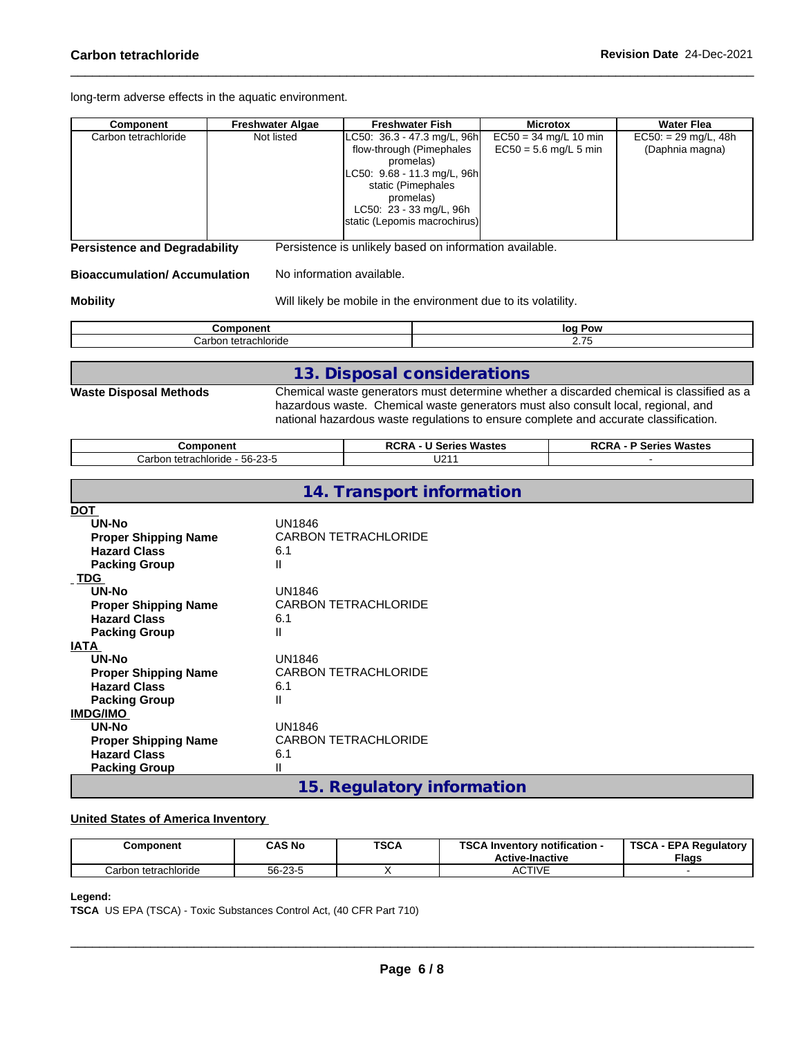long-term adverse effects in the aquatic environment.

| Component | Freshwater Algae | Freshwater Fish | Microtox | Water Flea |
|---|---|---|---|---|
| Carbon tetrachloride | Not listed | LC50: 36.3 - 47.3 mg/L, 96h flow-through (Pimephales promelas) LC50: 9.68 - 11.3 mg/L, 96h static (Pimephales promelas) LC50: 23 - 33 mg/L, 96h static (Lepomis macrochirus) | EC50 = 34 mg/L 10 min EC50 = 5.6 mg/L 5 min | EC50: = 29 mg/L, 48h (Daphnia magna) |

**Persistence and Degradability** Persistence is unlikely based on information available.

**Bioaccumulation/ Accumulation** No information available.

**Mobility** Will likely be mobile in the environment due to its volatility.

| Component | log Pow |
|---|---|
| Carbon tetrachloride | 2.75 |

## 13. Disposal considerations

**Waste Disposal Methods** Chemical waste generators must determine whether a discarded chemical is classified as a hazardous waste. Chemical waste generators must also consult local, regional, and national hazardous waste regulations to ensure complete and accurate classification.

| Component | RCRA - U Series Wastes | RCRA - P Series Wastes |
|---|---|---|
| Carbon tetrachloride - 56-23-5 | U211 | - |

## 14. Transport information

**DOT**

- **UN-No** UN1846
- **Proper Shipping Name** CARBON TETRACHLORIDE
- **Hazard Class** 6.1
- **Packing Group** II

**TDG**

- **UN-No** UN1846
- **Proper Shipping Name** CARBON TETRACHLORIDE
- **Hazard Class** 6.1
- **Packing Group** II

**IATA**

- **UN-No** UN1846
- **Proper Shipping Name** CARBON TETRACHLORIDE
- **Hazard Class** 6.1
- **Packing Group** II

**IMDG/IMO**

- **UN-No** UN1846
- **Proper Shipping Name** CARBON TETRACHLORIDE
- **Hazard Class** 6.1
- **Packing Group** II

## 15. Regulatory information

**United States of America Inventory**

| Component | CAS No | TSCA | TSCA Inventory notification - Active-Inactive | TSCA - EPA Regulatory Flags |
|---|---|---|---|---|
| Carbon tetrachloride | 56-23-5 | X | ACTIVE | - |

**Legend:**

**TSCA** US EPA (TSCA) - Toxic Substances Control Act, (40 CFR Part 710)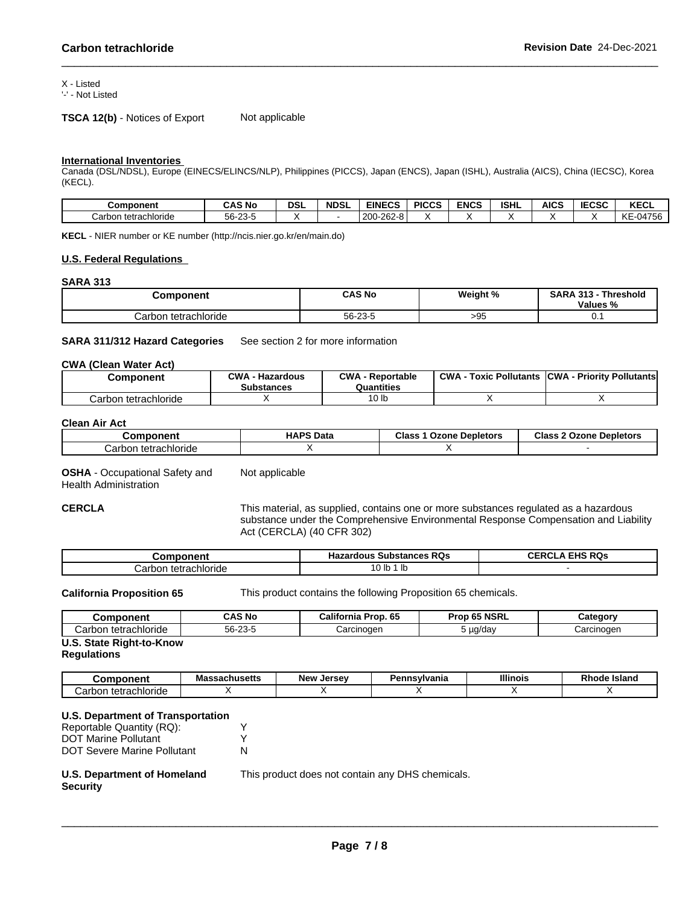X - Listed
'-' - Not Listed

**TSCA 12(b)** - Notices of Export Not applicable

**International Inventories**

Canada (DSL/NDSL), Europe (EINECS/ELINCS/NLP), Philippines (PICCS), Japan (ENCS), Japan (ISHL), Australia (AICS), China (IECSC), Korea (KECL).

| Component | CAS No | DSL | NDSL | EINECS | PICCS | ENCS | ISHL | AICS | IECSC | KECL |
|---|---|---|---|---|---|---|---|---|---|---|
| Carbon tetrachloride | 56-23-5 | X | - | 200-262-8 | X | X | X | X | X | KE-04756 |

**KECL** - NIER number or KE number (http://ncis.nier.go.kr/en/main.do)

**U.S. Federal Regulations**

**SARA 313**

| Component | CAS No | Weight % | SARA 313 - Threshold Values % |
|---|---|---|---|
| Carbon tetrachloride | 56-23-5 | >95 | 0.1 |

**SARA 311/312 Hazard Categories** See section 2 for more information

**CWA (Clean Water Act)**

| Component | CWA - Hazardous Substances | CWA - Reportable Quantities | CWA - Toxic Pollutants | CWA - Priority Pollutants |
|---|---|---|---|---|
| Carbon tetrachloride | X | 10 lb | X | X |

**Clean Air Act**

| Component | HAPS Data | Class 1 Ozone Depletors | Class 2 Ozone Depletors |
|---|---|---|---|
| Carbon tetrachloride | X | X | - |

**OSHA** - Occupational Safety and Health Administration Not applicable

**CERCLA** This material, as supplied, contains one or more substances regulated as a hazardous substance under the Comprehensive Environmental Response Compensation and Liability Act (CERCLA) (40 CFR 302)

| Component | Hazardous Substances RQs | CERCLA EHS RQs |
|---|---|---|
| Carbon tetrachloride | 10 lb 1 lb | - |

**California Proposition 65** This product contains the following Proposition 65 chemicals.

| Component | CAS No | California Prop. 65 | Prop 65 NSRL | Category |
|---|---|---|---|---|
| Carbon tetrachloride | 56-23-5 | Carcinogen | 5 µg/day | Carcinogen |

**U.S. State Right-to-Know Regulations**

| Component | Massachusetts | New Jersey | Pennsylvania | Illinois | Rhode Island |
|---|---|---|---|---|---|
| Carbon tetrachloride | X | X | X | X | X |

**U.S. Department of Transportation**

Reportable Quantity (RQ): Y
DOT Marine Pollutant Y
DOT Severe Marine Pollutant N

**U.S. Department of Homeland Security** This product does not contain any DHS chemicals.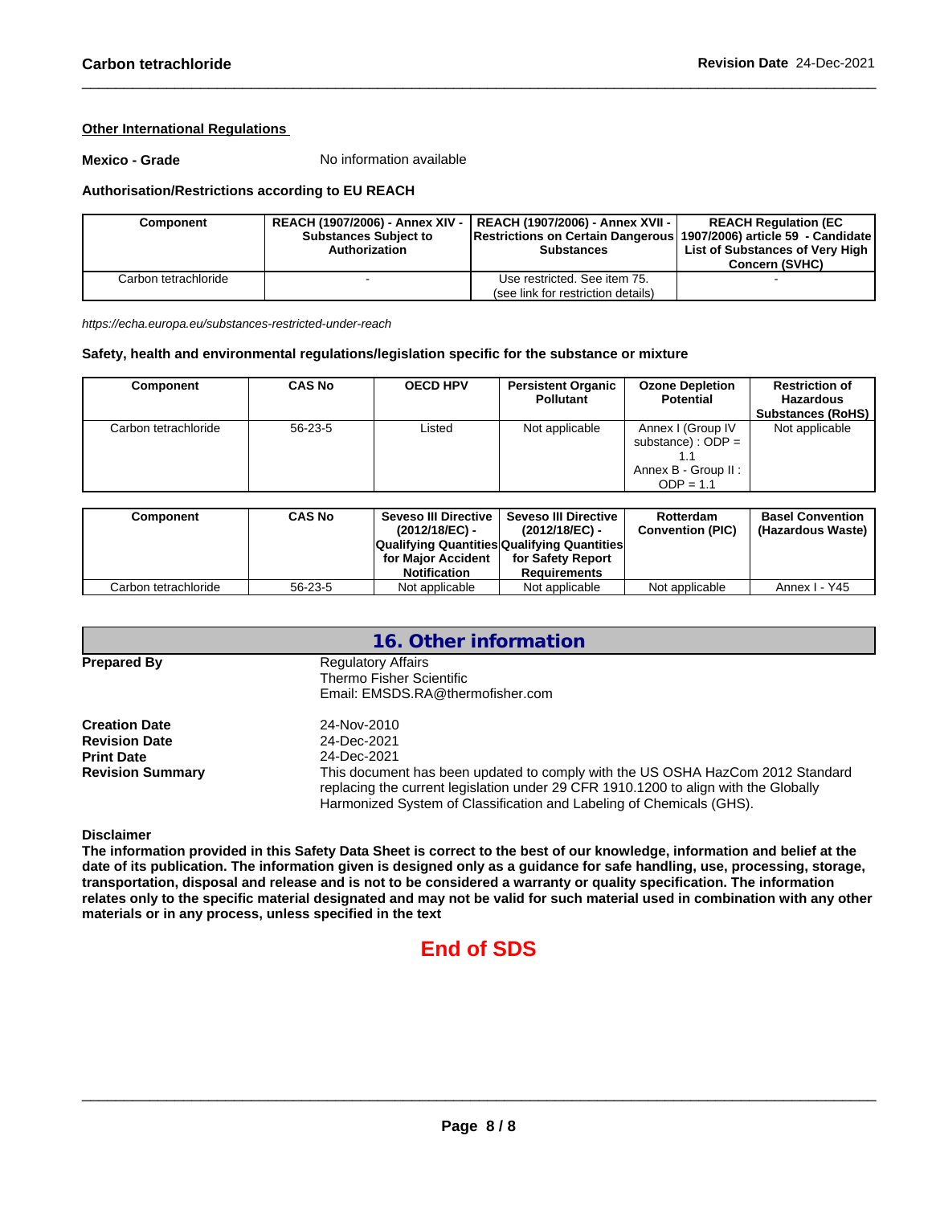### Other International Regulations

**Mexico - Grade** No information available

**Authorisation/Restrictions according to EU REACH**

| Component | REACH (1907/2006) - Annex XIV - Substances Subject to Authorization | REACH (1907/2006) - Annex XVII - Restrictions on Certain Dangerous Substances | REACH Regulation (EC 1907/2006) article 59 - Candidate List of Substances of Very High Concern (SVHC) |
|---|---|---|---|
| Carbon tetrachloride | - | Use restricted. See item 75. (see link for restriction details) | - |

*https://echa.europa.eu/substances-restricted-under-reach*

**Safety, health and environmental regulations/legislation specific for the substance or mixture**

| Component | CAS No | OECD HPV | Persistent Organic Pollutant | Ozone Depletion Potential | Restriction of Hazardous Substances (RoHS) |
|---|---|---|---|---|---|
| Carbon tetrachloride | 56-23-5 | Listed | Not applicable | Annex I (Group IV substance) : ODP = 1.1<br>Annex B - Group II : ODP = 1.1 | Not applicable |

| Component | CAS No | Seveso III Directive (2012/18/EC) - Qualifying Quantities for Major Accident Notification | Seveso III Directive (2012/18/EC) - Qualifying Quantities for Safety Report Requirements | Rotterdam Convention (PIC) | Basel Convention (Hazardous Waste) |
|---|---|---|---|---|---|
| Carbon tetrachloride | 56-23-5 | Not applicable | Not applicable | Not applicable | Annex I - Y45 |

## 16. Other information

**Prepared By** Regulatory Affairs
Thermo Fisher Scientific
Email: EMSDS.RA@thermofisher.com

**Creation Date** 24-Nov-2010
**Revision Date** 24-Dec-2021
**Print Date** 24-Dec-2021
**Revision Summary** This document has been updated to comply with the US OSHA HazCom 2012 Standard replacing the current legislation under 29 CFR 1910.1200 to align with the Globally Harmonized System of Classification and Labeling of Chemicals (GHS).

**Disclaimer**
**The information provided in this Safety Data Sheet is correct to the best of our knowledge, information and belief at the date of its publication. The information given is designed only as a guidance for safe handling, use, processing, storage, transportation, disposal and release and is not to be considered a warranty or quality specification. The information relates only to the specific material designated and may not be valid for such material used in combination with any other materials or in any process, unless specified in the text**

**End of SDS**